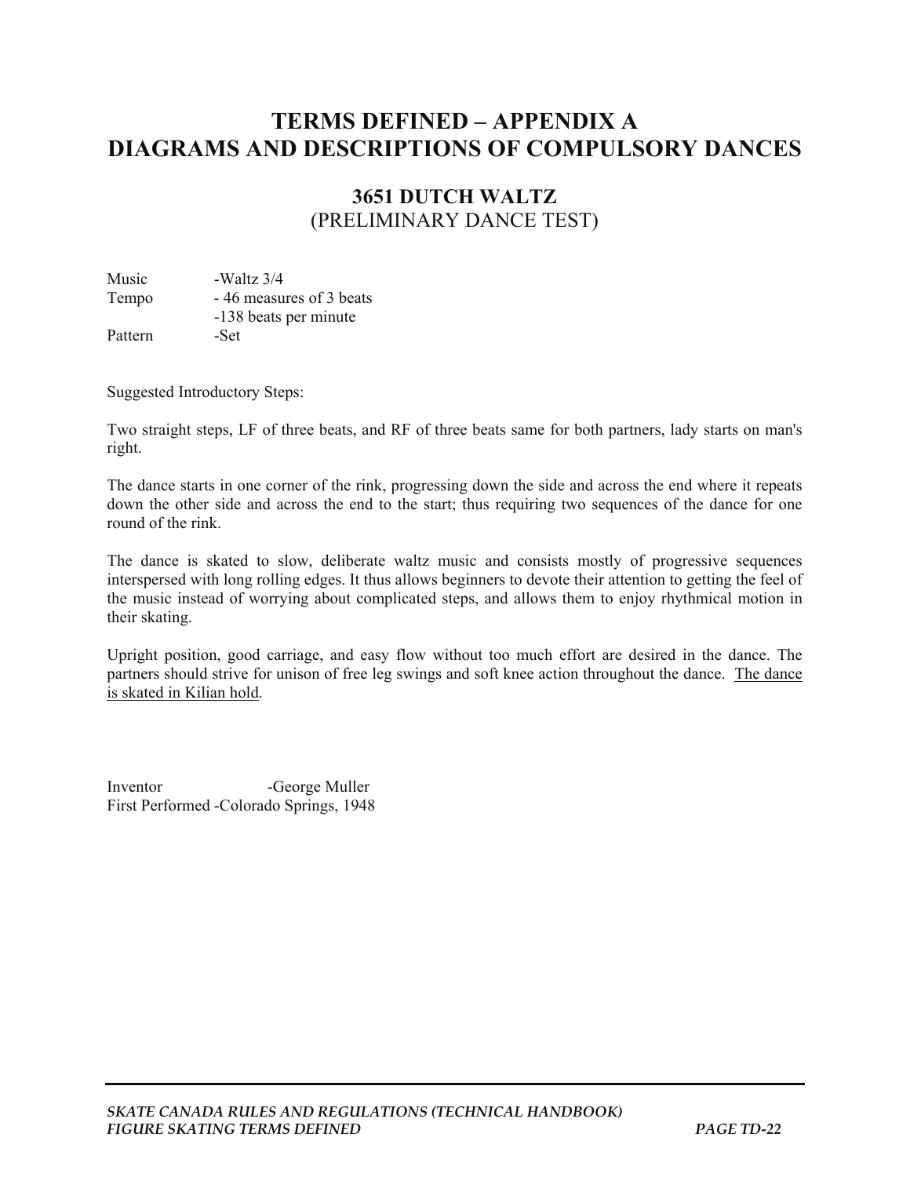# TERMS DEFINED – APPENDIX A
# DIAGRAMS AND DESCRIPTIONS OF COMPULSORY DANCES

## 3651 DUTCH WALTZ
(PRELIMINARY DANCE TEST)

Music -Waltz 3/4
Tempo - 46 measures of 3 beats
-138 beats per minute
Pattern -Set

Suggested Introductory Steps:

Two straight steps, LF of three beats, and RF of three beats same for both partners, lady starts on man's right.

The dance starts in one corner of the rink, progressing down the side and across the end where it repeats down the other side and across the end to the start; thus requiring two sequences of the dance for one round of the rink.

The dance is skated to slow, deliberate waltz music and consists mostly of progressive sequences interspersed with long rolling edges. It thus allows beginners to devote their attention to getting the feel of the music instead of worrying about complicated steps, and allows them to enjoy rhythmical motion in their skating.

Upright position, good carriage, and easy flow without too much effort are desired in the dance. The partners should strive for unison of free leg swings and soft knee action throughout the dance. <u>The dance is skated in Kilian hold</u>.

Inventor -George Muller
First Performed -Colorado Springs, 1948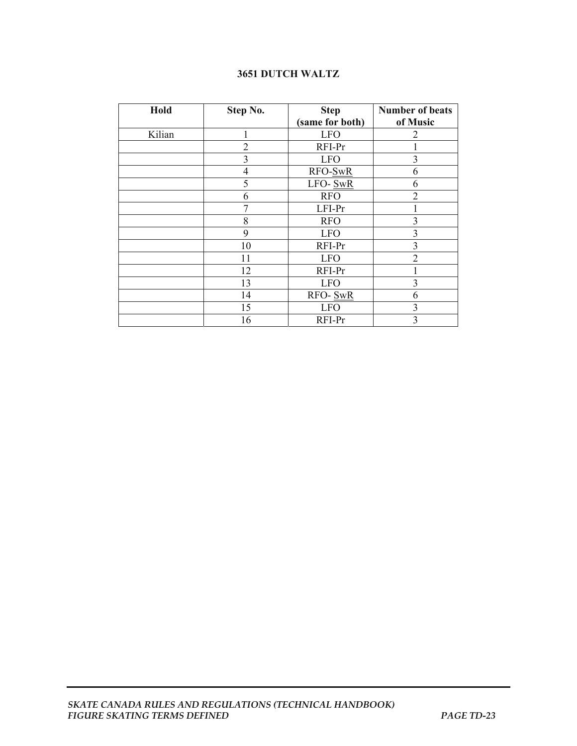**3651 DUTCH WALTZ**

| Hold | Step No. | Step (same for both) | Number of beats of Music |
|---|---|---|---|
| Kilian | 1 | LFO | 2 |
| | 2 | RFI-Pr | 1 |
| | 3 | LFO | 3 |
| | 4 | RFO-SwR | 6 |
| | 5 | LFO- SwR | 6 |
| | 6 | RFO | 2 |
| | 7 | LFI-Pr | 1 |
| | 8 | RFO | 3 |
| | 9 | LFO | 3 |
| | 10 | RFI-Pr | 3 |
| | 11 | LFO | 2 |
| | 12 | RFI-Pr | 1 |
| | 13 | LFO | 3 |
| | 14 | RFO- SwR | 6 |
| | 15 | LFO | 3 |
| | 16 | RFI-Pr | 3 |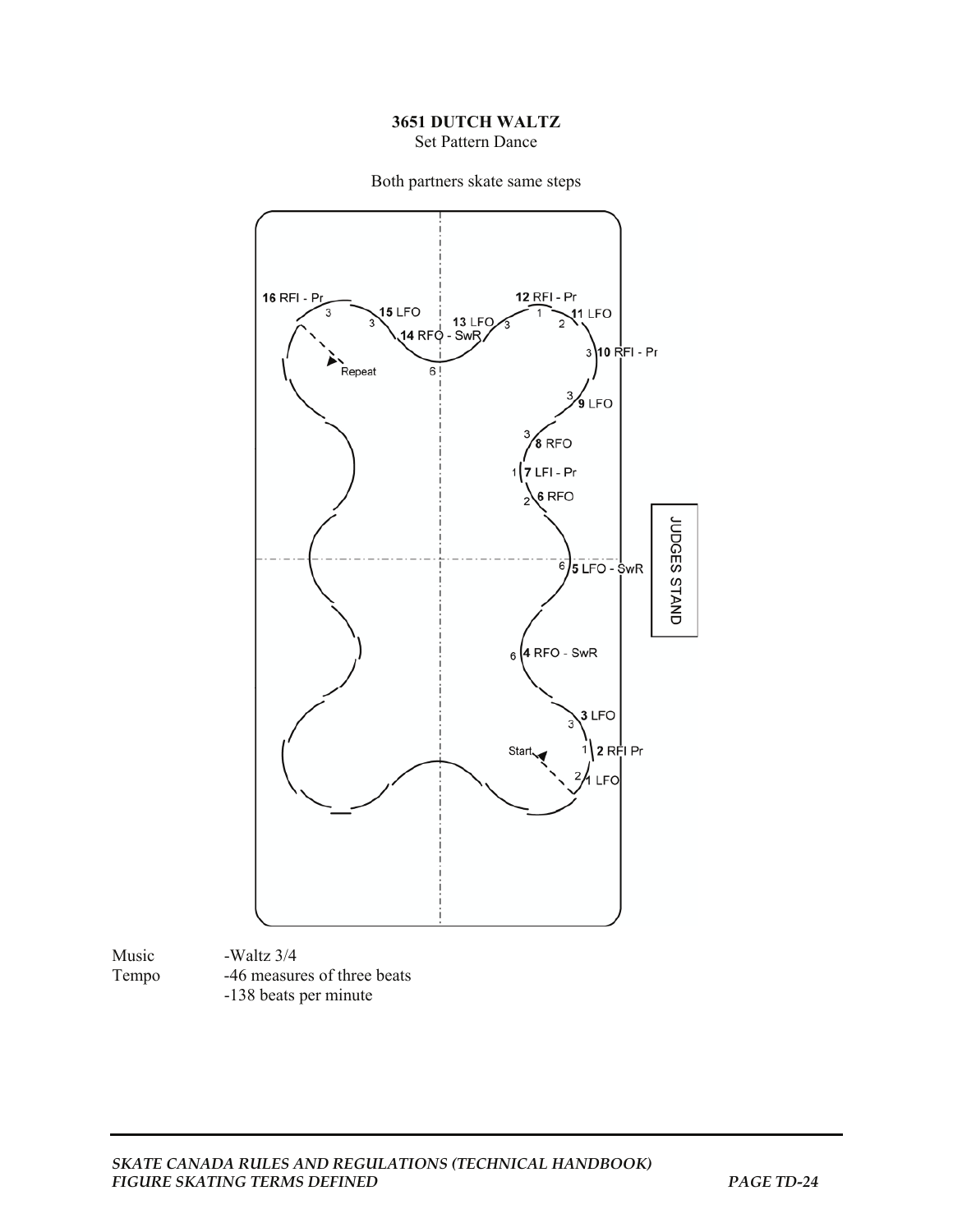**3651 DUTCH WALTZ**

Set Pattern Dance

Both partners skate same steps

16 RFI - Pr
3
15 LFO
3
14 RFO - SwR
13 LFO
3
12 RFI - Pr
1
11 LFO
2
3
10 RFI - Pr
Repeat
6
3
9 LFO
3
8 RFO
1
7 LFI - Pr
2
6 RFO
6
5 LFO - SwR
JUDGES STAND
6
4 RFO - SwR
3 LFO
3
Start
1
2 RFI Pr
2
1 LFO

| | |
|---|---|
| Music | -Waltz 3/4 |
| Tempo | -46 measures of three beats |
| | -138 beats per minute |